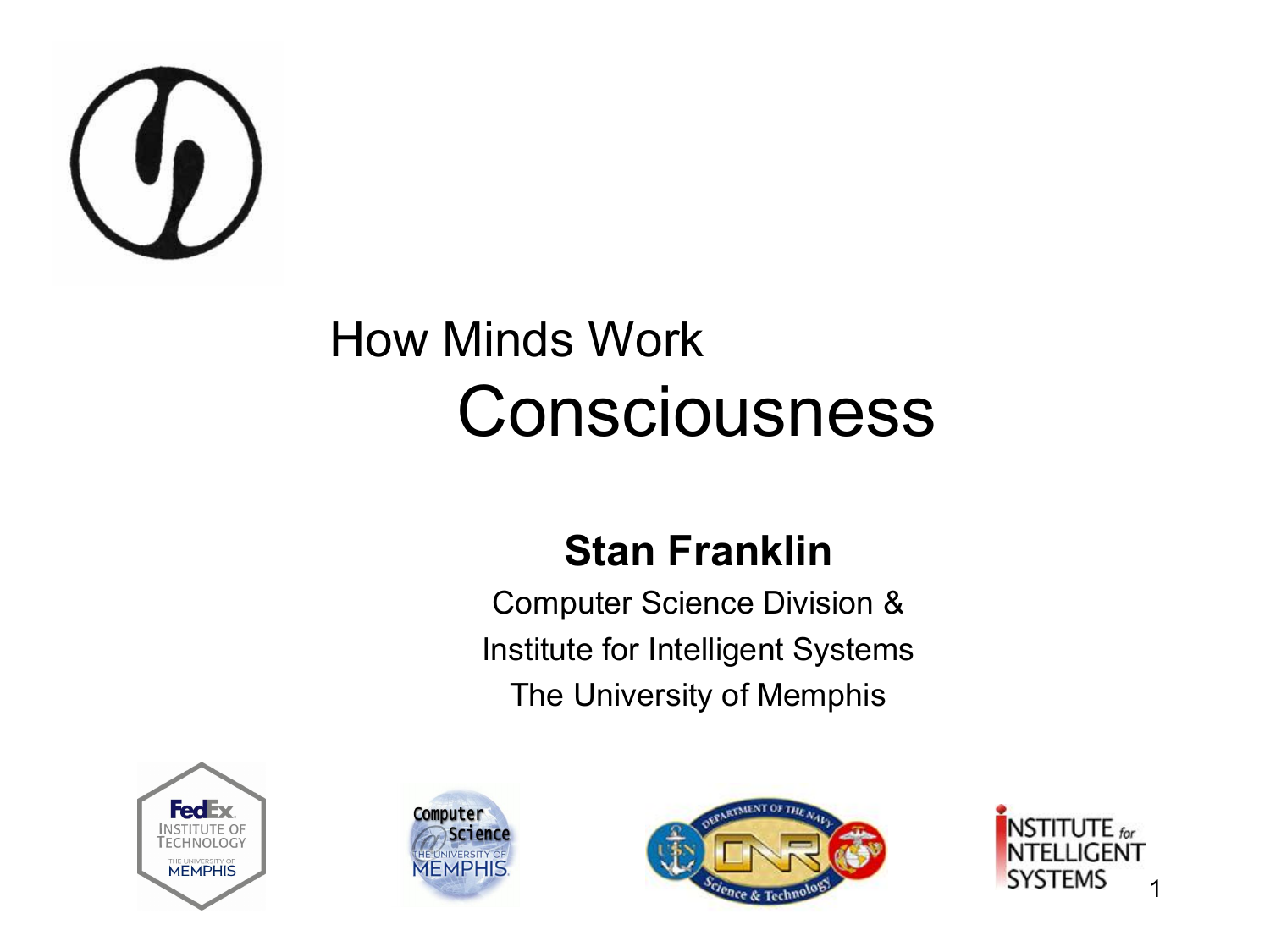# How Minds Work

## Consciousness

**Stan Franklin**

Computer Science Division &

Institute for Intelligent Systems

The University of Memphis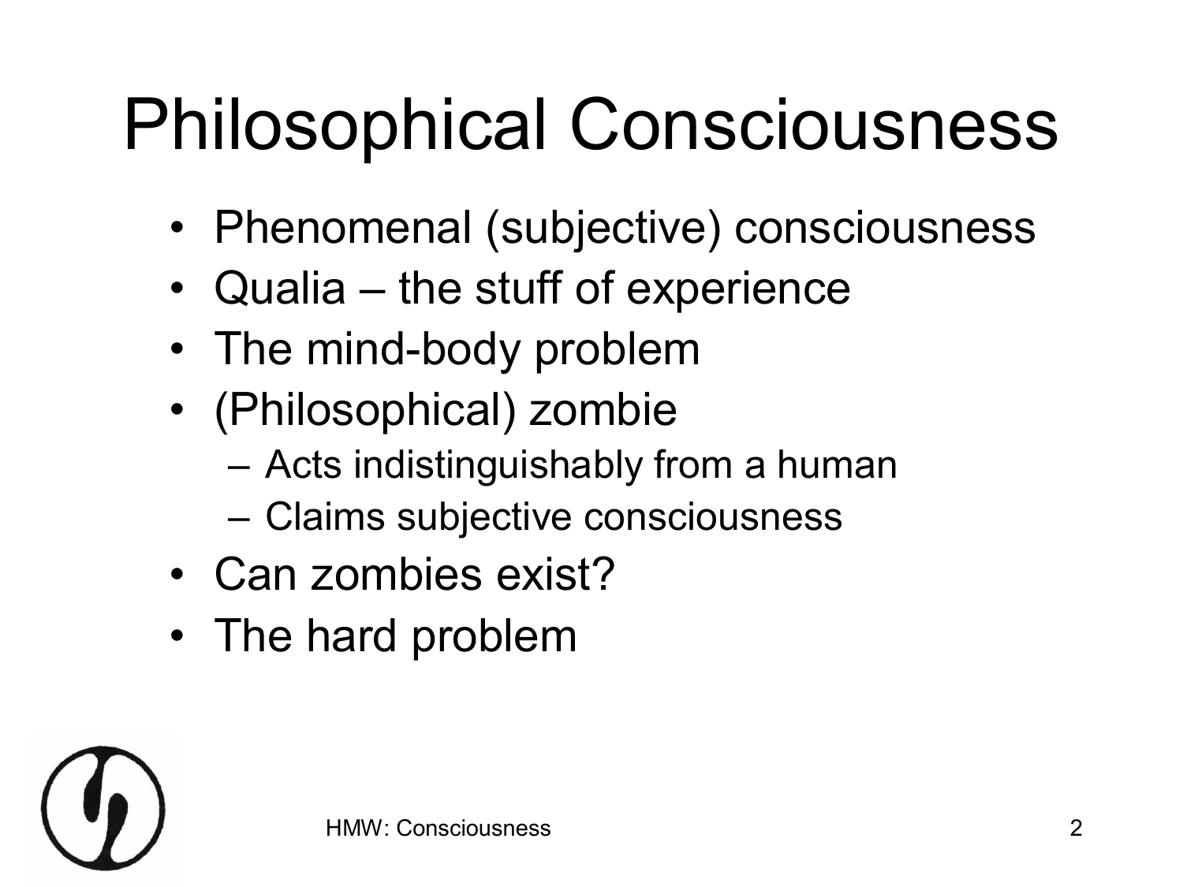# Philosophical Consciousness

- Phenomenal (subjective) consciousness
- Qualia – the stuff of experience
- The mind-body problem
- (Philosophical) zombie
  - Acts indistinguishably from a human
  - Claims subjective consciousness
- Can zombies exist?
- The hard problem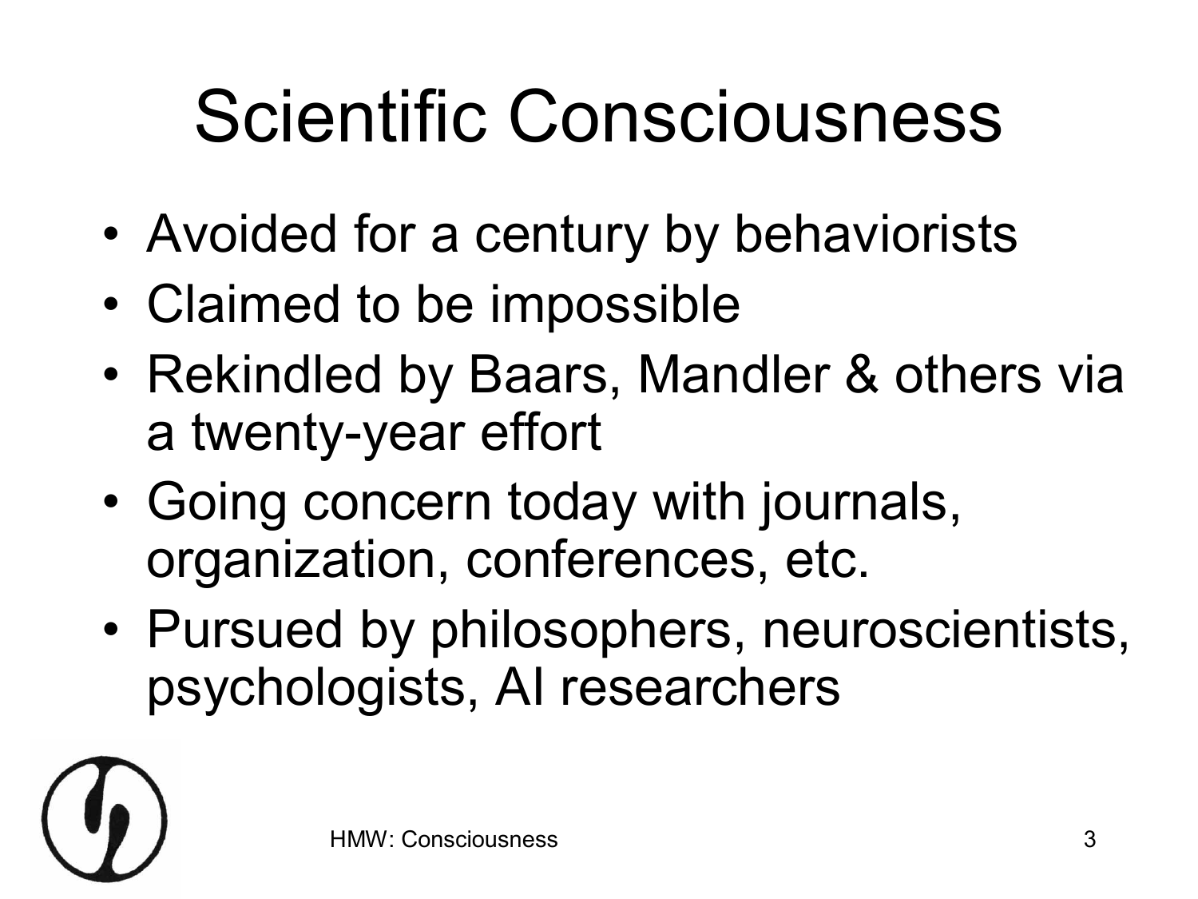# Scientific Consciousness

- Avoided for a century by behaviorists
- Claimed to be impossible
- Rekindled by Baars, Mandler & others via a twenty-year effort
- Going concern today with journals, organization, conferences, etc.
- Pursued by philosophers, neuroscientists, psychologists, AI researchers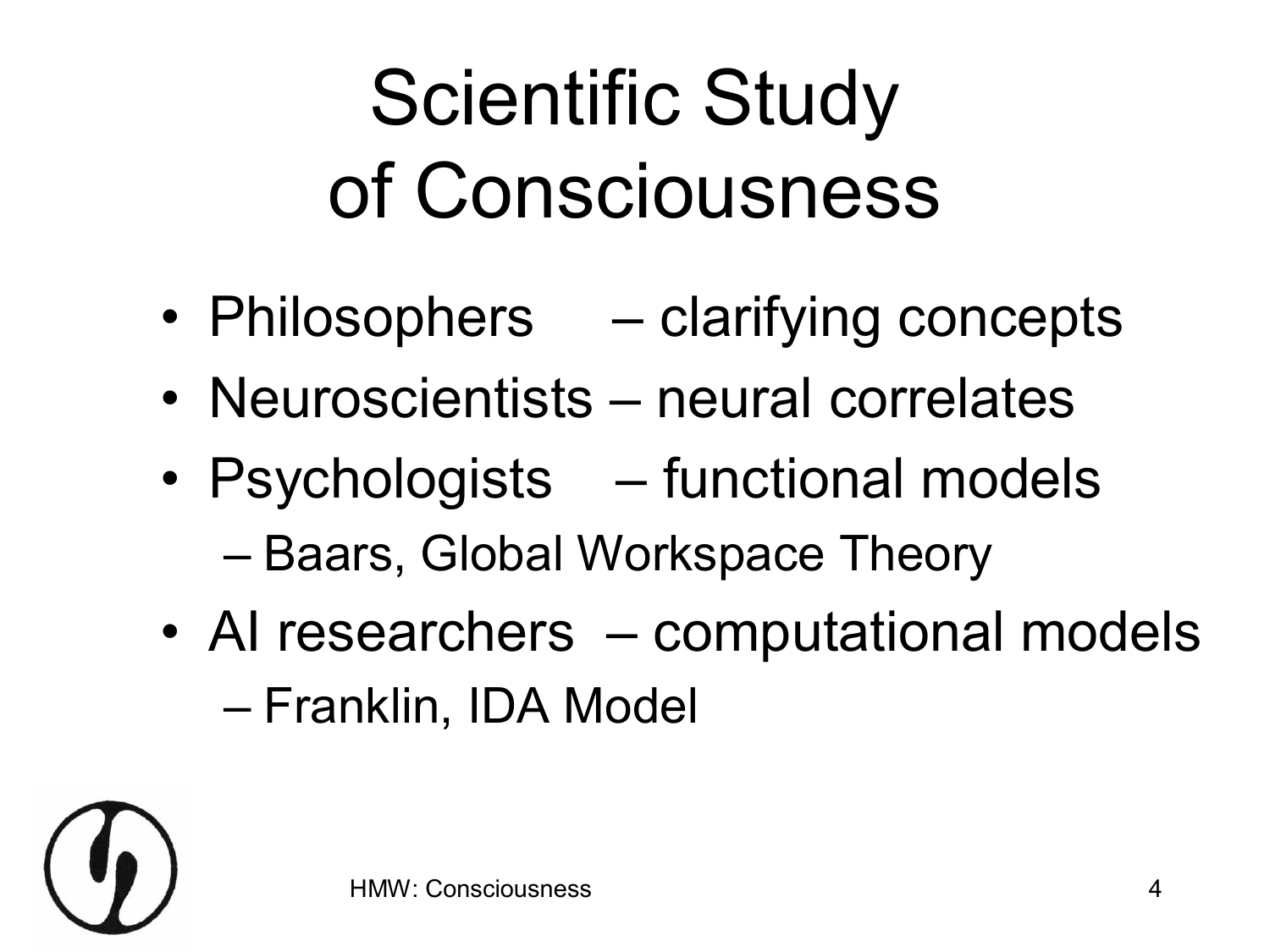# Scientific Study of Consciousness

- Philosophers – clarifying concepts
- Neuroscientists – neural correlates
- Psychologists – functional models
  - Baars, Global Workspace Theory
- AI researchers – computational models
  - Franklin, IDA Model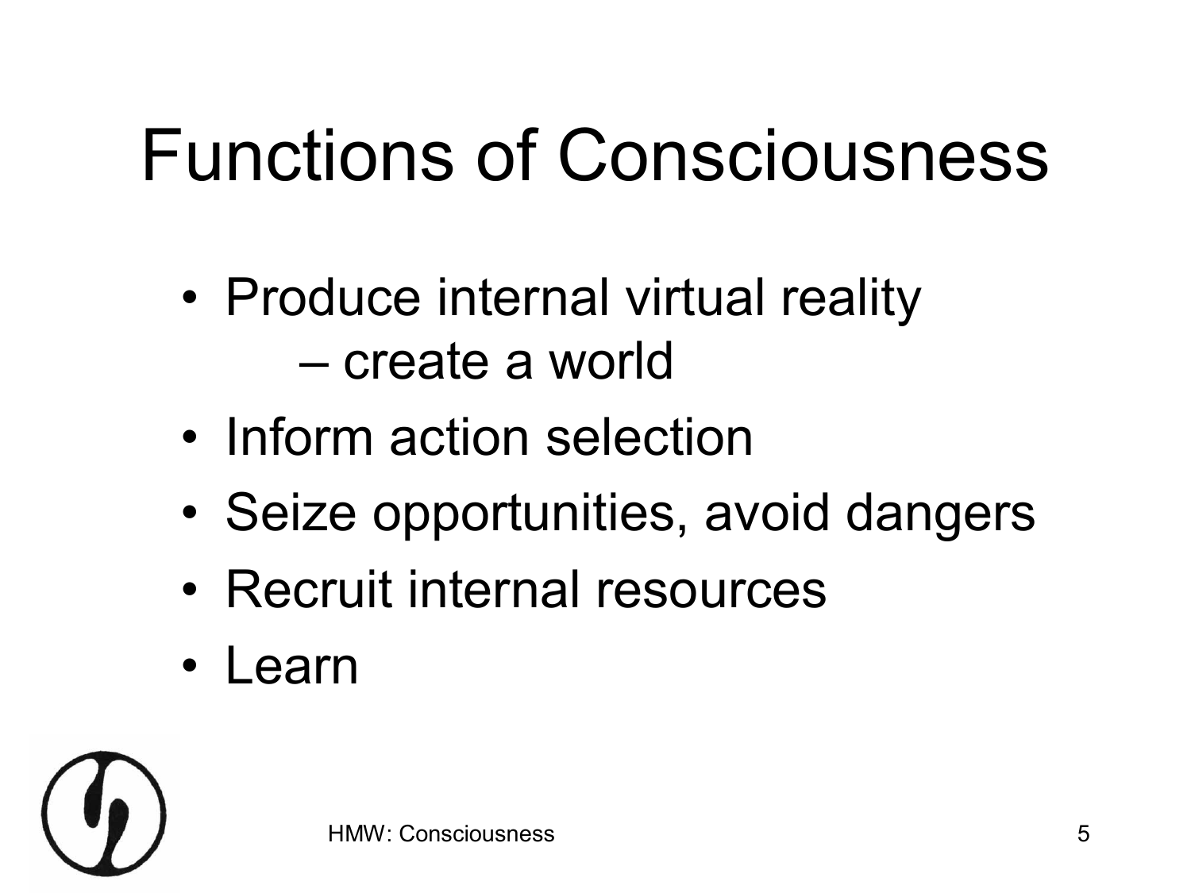# Functions of Consciousness

- Produce internal virtual reality
  - create a world
- Inform action selection
- Seize opportunities, avoid dangers
- Recruit internal resources
- Learn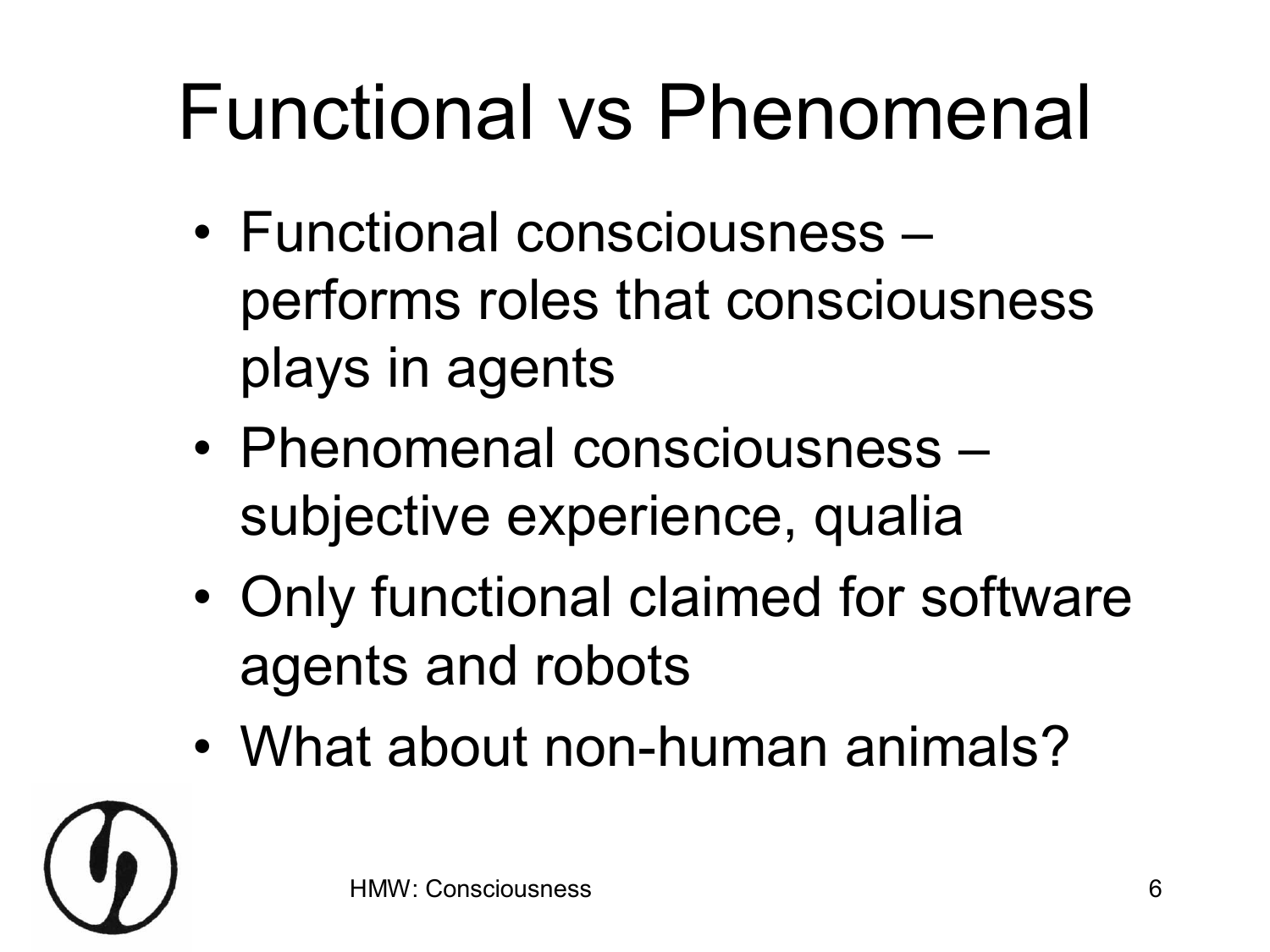# Functional vs Phenomenal

- Functional consciousness – performs roles that consciousness plays in agents
- Phenomenal consciousness – subjective experience, qualia
- Only functional claimed for software agents and robots
- What about non-human animals?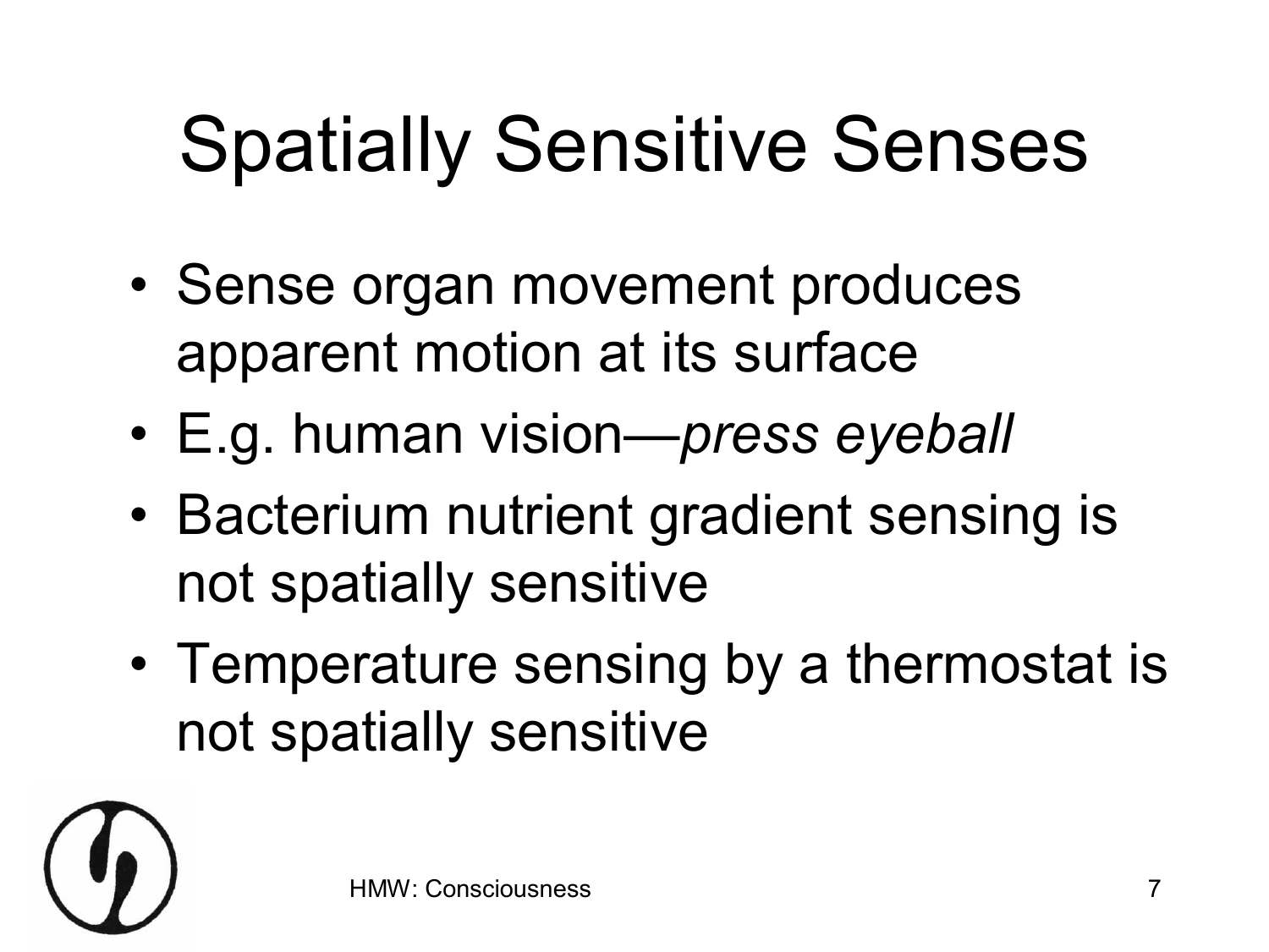# Spatially Sensitive Senses

- Sense organ movement produces apparent motion at its surface
- E.g. human vision—*press eyeball*
- Bacterium nutrient gradient sensing is not spatially sensitive
- Temperature sensing by a thermostat is not spatially sensitive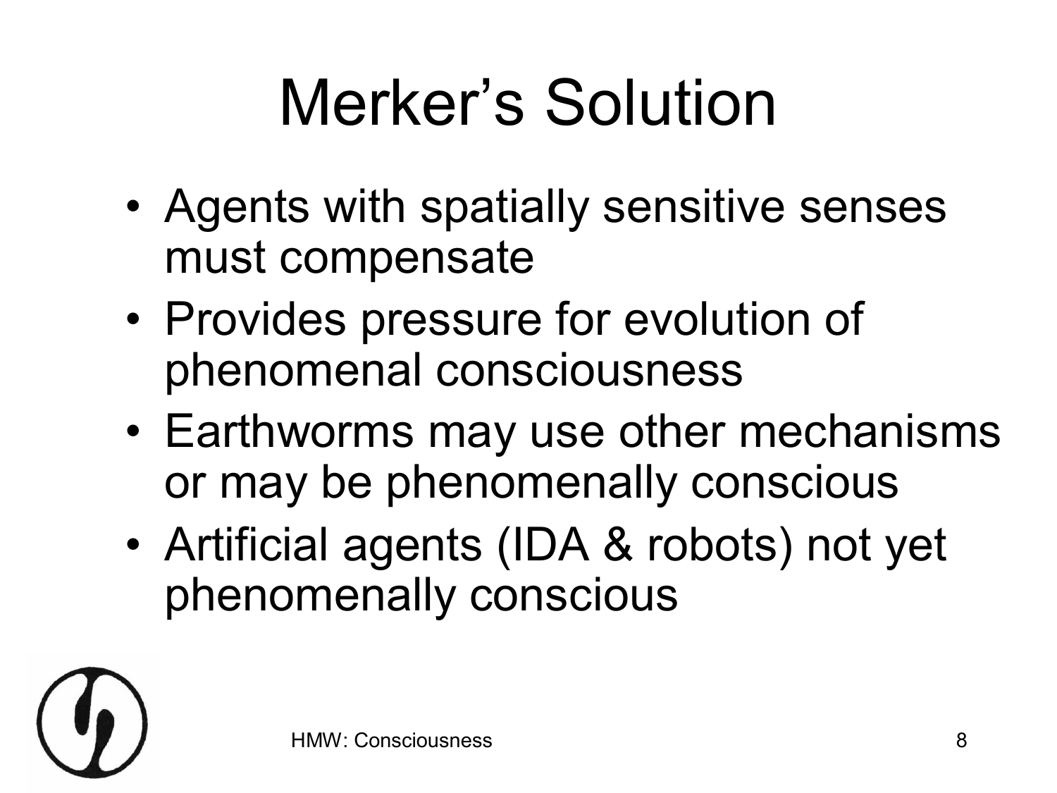# Merker's Solution

- Agents with spatially sensitive senses must compensate
- Provides pressure for evolution of phenomenal consciousness
- Earthworms may use other mechanisms or may be phenomenally conscious
- Artificial agents (IDA & robots) not yet phenomenally conscious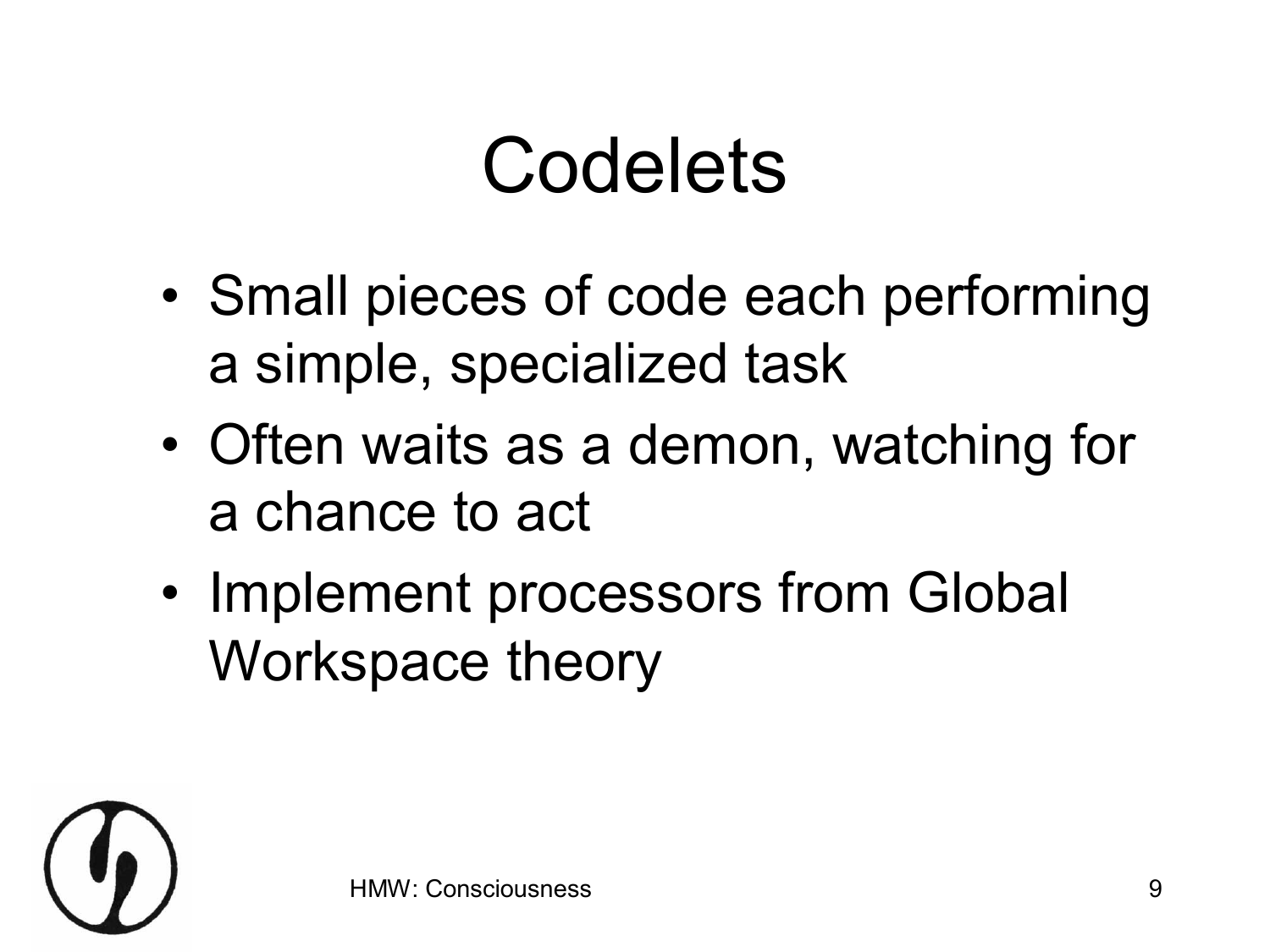# Codelets

- Small pieces of code each performing a simple, specialized task
- Often waits as a demon, watching for a chance to act
- Implement processors from Global Workspace theory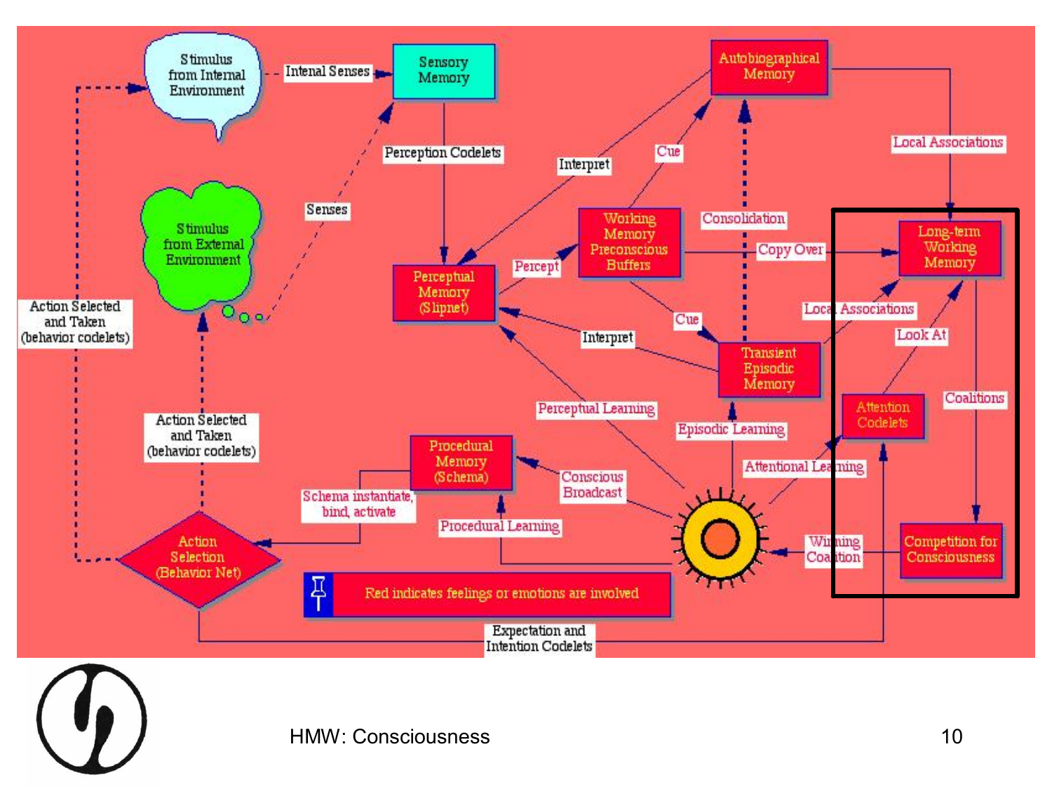Stimulus from Internal Environment

Intenal Senses

Sensory Memory

Perception Codelets

Autobiographical Memory

Local Associations

Interpret

Cue

Senses

Stimulus from External Environment

Working Memory Preconscious Buffers

Consolidation

Copy Over

Long-term Working Memory

Perceptual Memory (Slipnet)

Percept

Local Associations

Cue

Look At

Action Selected and Taken (behavior codelets)

Interpret

Transient Episodic Memory

Coalitions

Perceptual Learning

Episodic Learning

Attention Codelets

Action Selected and Taken (behavior codelets)

Procedural Memory (Schema)

Attentional Learning

Conscious Broadcast

Schema instantiate, bind, activate

Procedural Learning

Action Selection (Behavior Net)

Winning Coalition

Competition for Consciousness

Red indicates feelings or emotions are involved

Expectation and Intention Codelets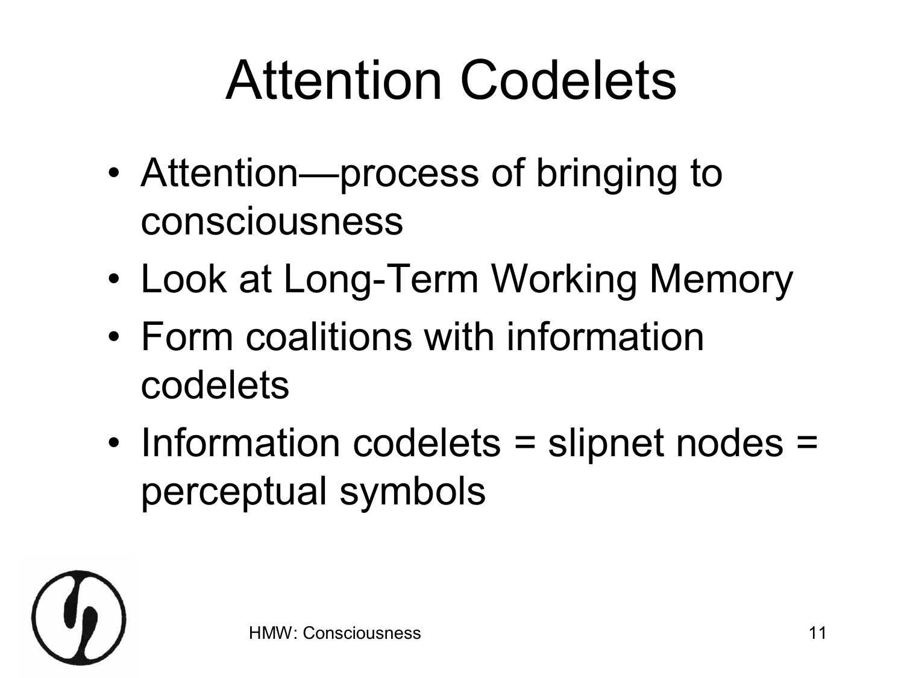# Attention Codelets

- Attention—process of bringing to consciousness
- Look at Long-Term Working Memory
- Form coalitions with information codelets
- Information codelets = slipnet nodes = perceptual symbols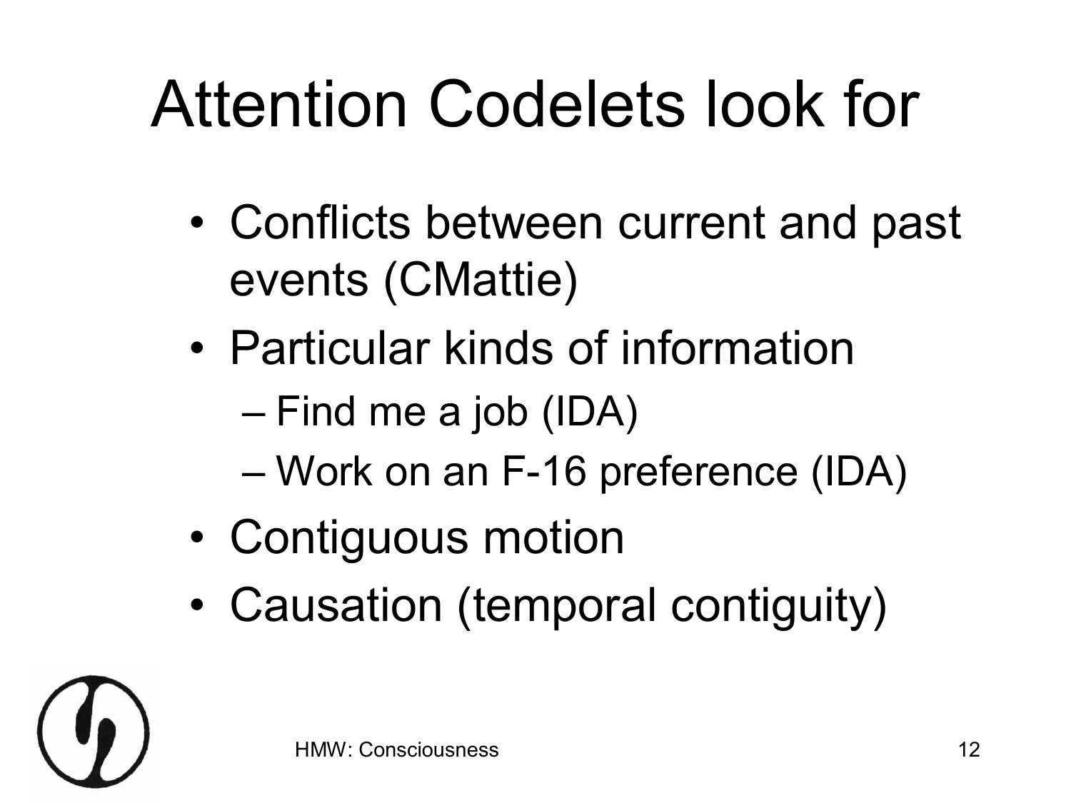# Attention Codelets look for

- Conflicts between current and past events (CMattie)
- Particular kinds of information
  - Find me a job (IDA)
  - Work on an F-16 preference (IDA)
- Contiguous motion
- Causation (temporal contiguity)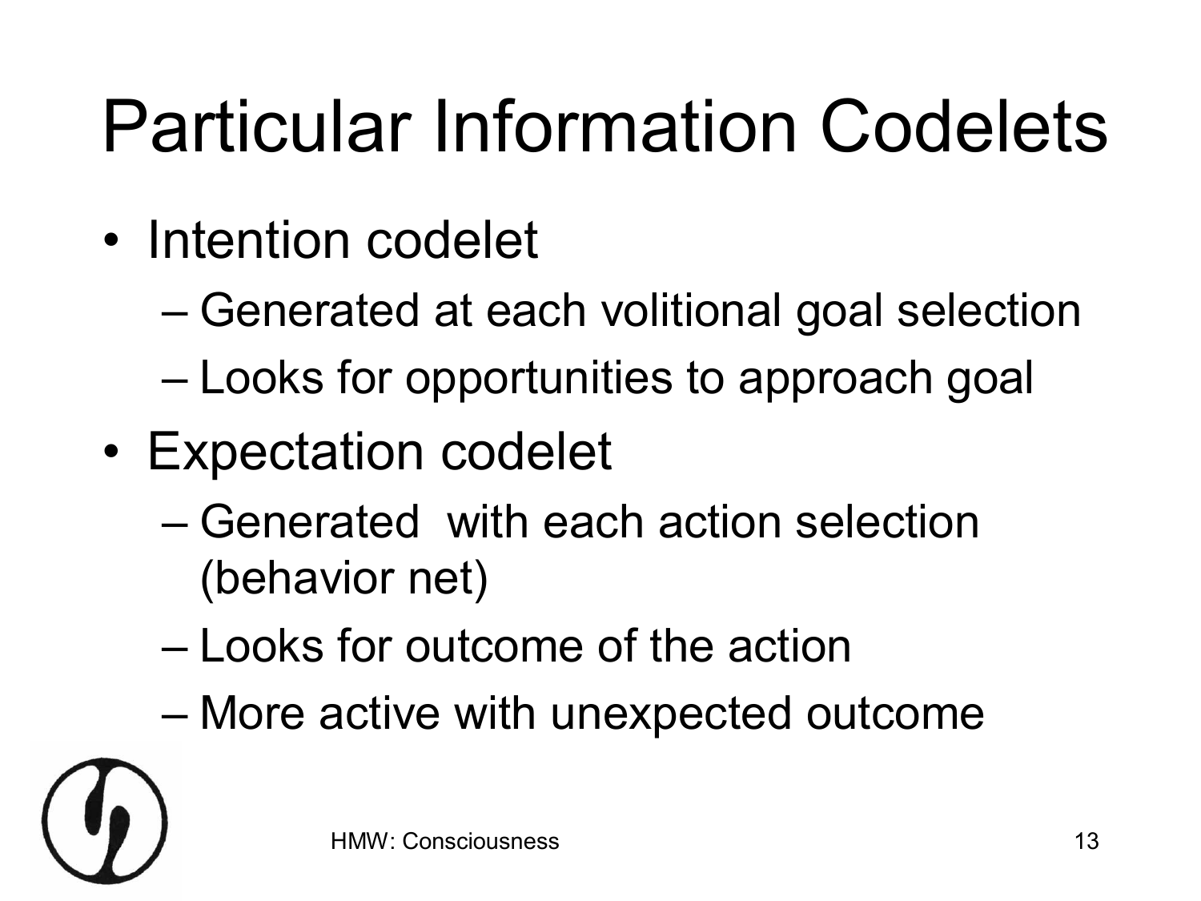# Particular Information Codelets

- Intention codelet
  - Generated at each volitional goal selection
  - Looks for opportunities to approach goal
- Expectation codelet
  - Generated with each action selection (behavior net)
  - Looks for outcome of the action
  - More active with unexpected outcome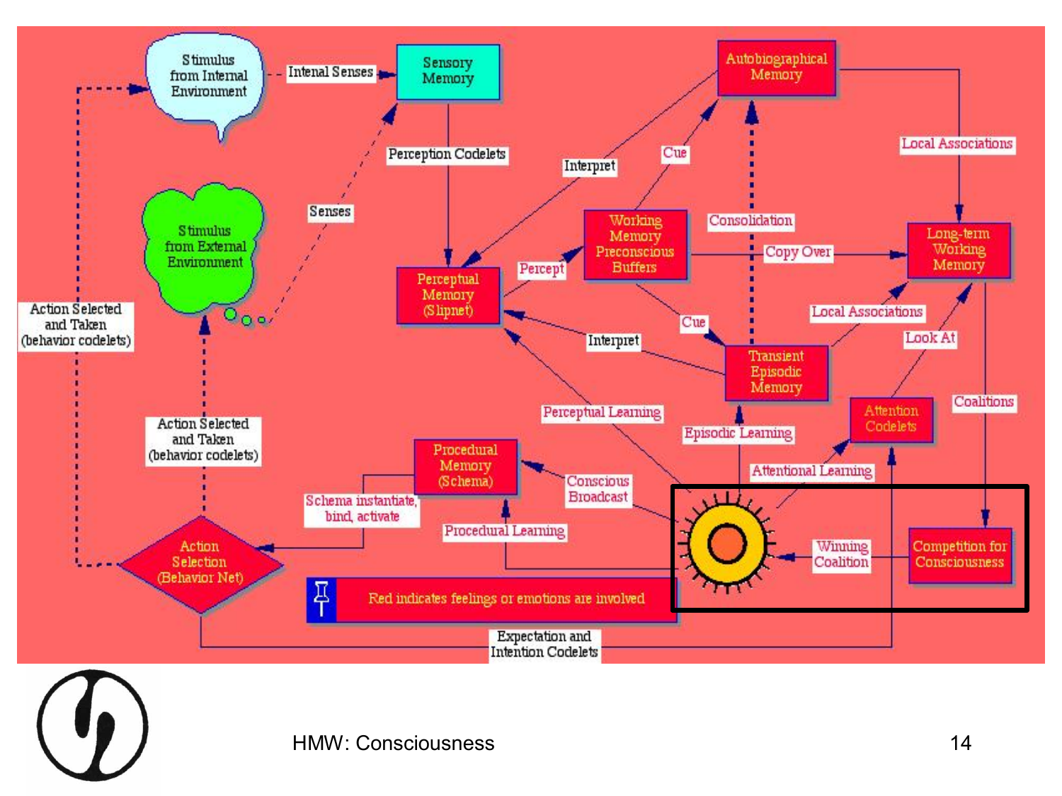Stimulus from Internal Environment

Intenal Senses

Sensory Memory

Autobiographical Memory

Perception Codelets

Interpret

Cue

Local Associations

Senses

Stimulus from External Environment

Working Memory Preconscious Buffers

Consolidation

Copy Over

Long-term Working Memory

Percept

Perceptual Memory (Slipnet)

Cue

Local Associations

Action Selected and Taken (behavior codelets)

Interpret

Transient Episodic Memory

Look At

Perceptual Learning

Episodic Learning

Attention Codelets

Coalitions

Action Selected and Taken (behavior codelets)

Procedural Memory (Schema)

Conscious Broadcast

Attentional Learning

Schema instantiate, bind, activate

Procedural Learning

Winning Coalition

Competition for Consciousness

Action Selection (Behavior Net)

Red indicates feelings or emotions are involved

Expectation and Intention Codelets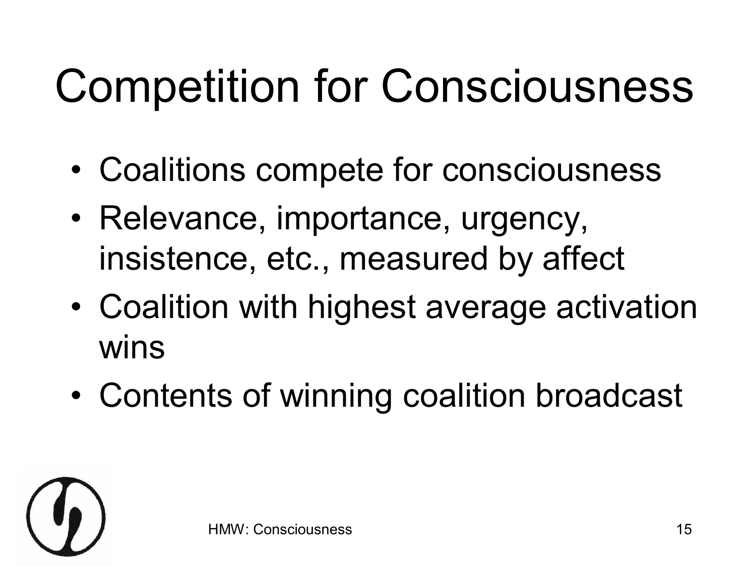# Competition for Consciousness

- Coalitions compete for consciousness
- Relevance, importance, urgency, insistence, etc., measured by affect
- Coalition with highest average activation wins
- Contents of winning coalition broadcast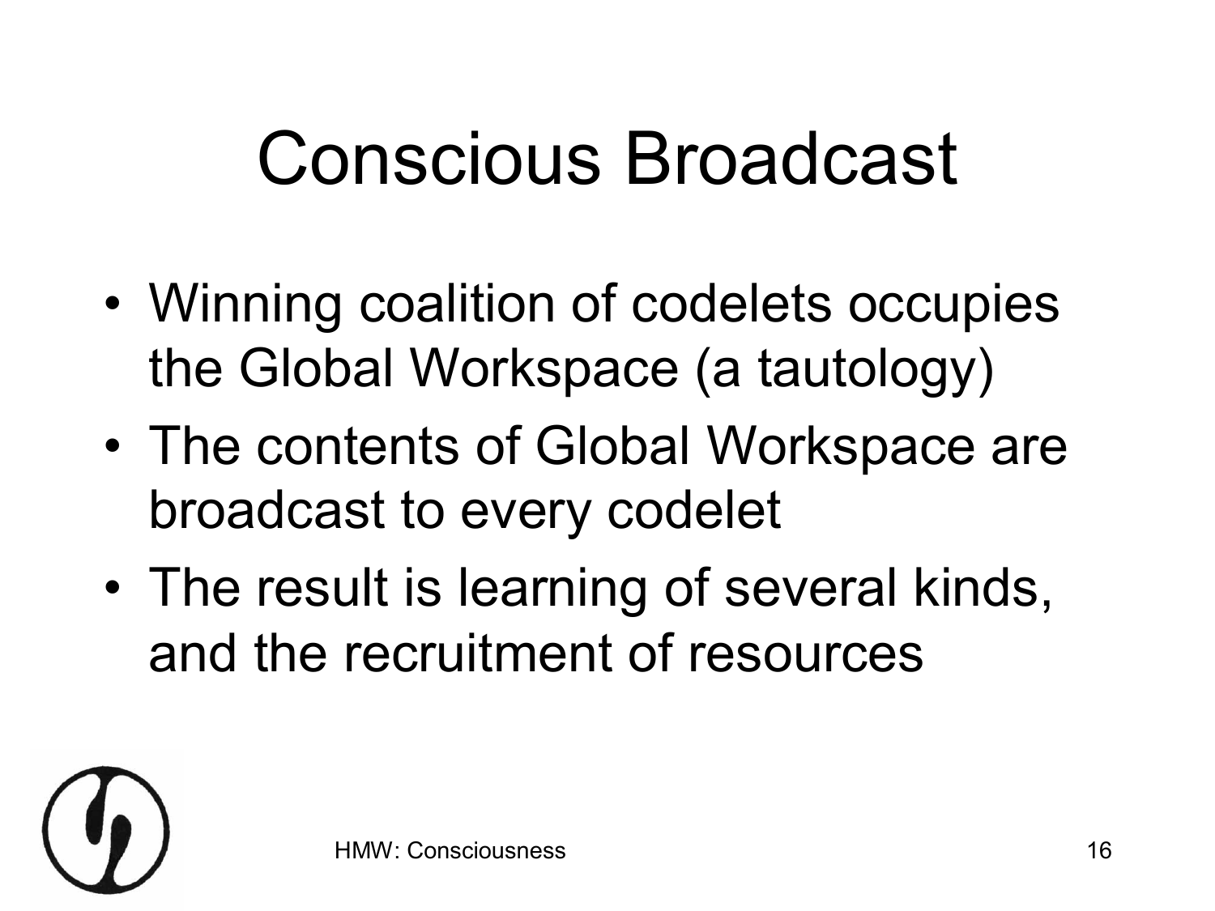# Conscious Broadcast

- Winning coalition of codelets occupies the Global Workspace (a tautology)
- The contents of Global Workspace are broadcast to every codelet
- The result is learning of several kinds, and the recruitment of resources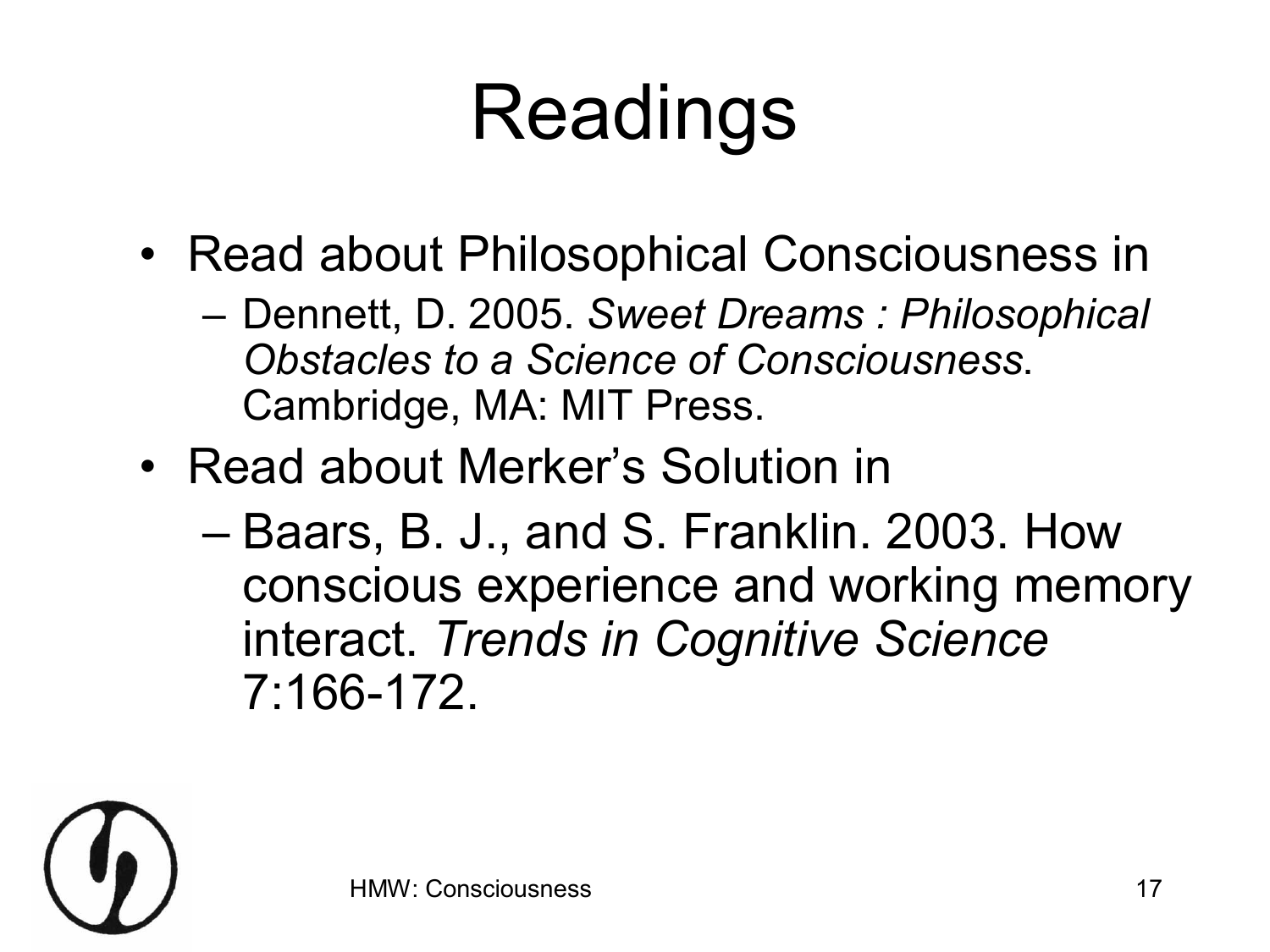# Readings

- Read about Philosophical Consciousness in
  - Dennett, D. 2005. *Sweet Dreams : Philosophical Obstacles to a Science of Consciousness*. Cambridge, MA: MIT Press.
- Read about Merker's Solution in
  - Baars, B. J., and S. Franklin. 2003. How conscious experience and working memory interact. *Trends in Cognitive Science* 7:166-172.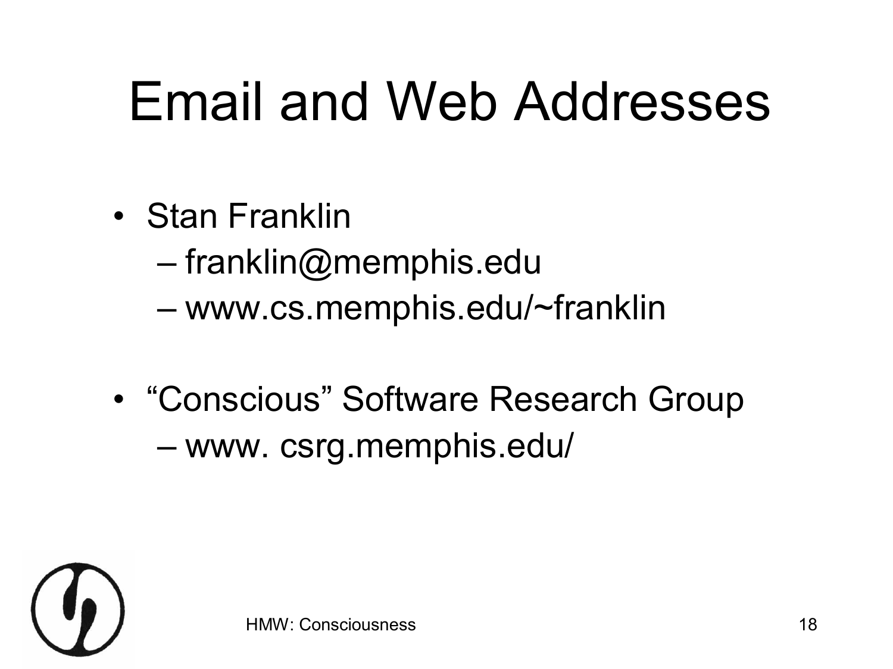# Email and Web Addresses

- Stan Franklin
  - franklin@memphis.edu
  - www.cs.memphis.edu/~franklin
- “Conscious” Software Research Group
  - www. csrg.memphis.edu/